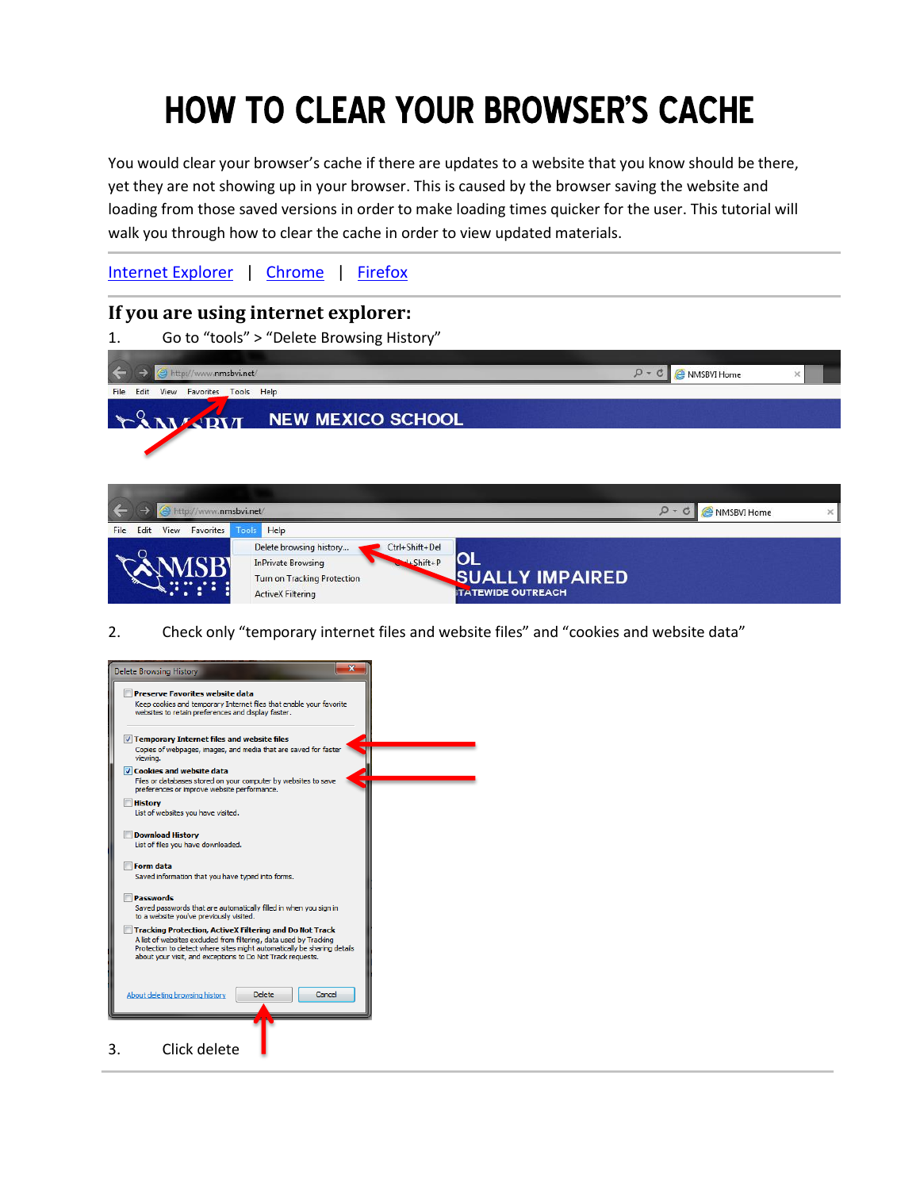# HOW TO CLEAR YOUR BROWSER'S CACHE

You would clear your browser's cache if there are updates to a website that you know should be there, yet they are not showing up in your browser. This is caused by the browser saving the website and loading from those saved versions in order to make loading times quicker for the user. This tutorial will walk you through how to clear the cache in order to view updated materials.

Internet Explorer | Chrome | Firefox

## If you are using internet explorer:

1. Go to "tools" > "Delete Browsing History"

2. Check only "temporary internet files and website files" and "cookies and website data"

3. Click delete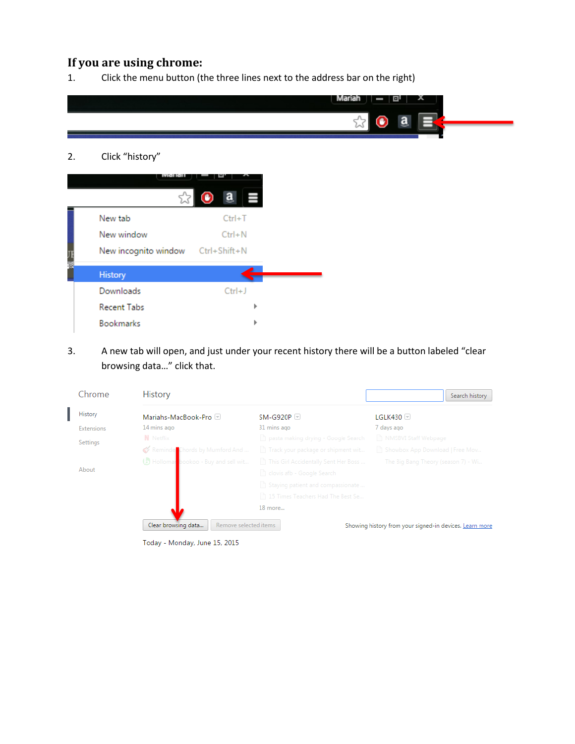## If you are using chrome:

1. Click the menu button (the three lines next to the address bar on the right)

2. Click “history”

3. A new tab will open, and just under your recent history there will be a button labeled “clear browsing data…” click that.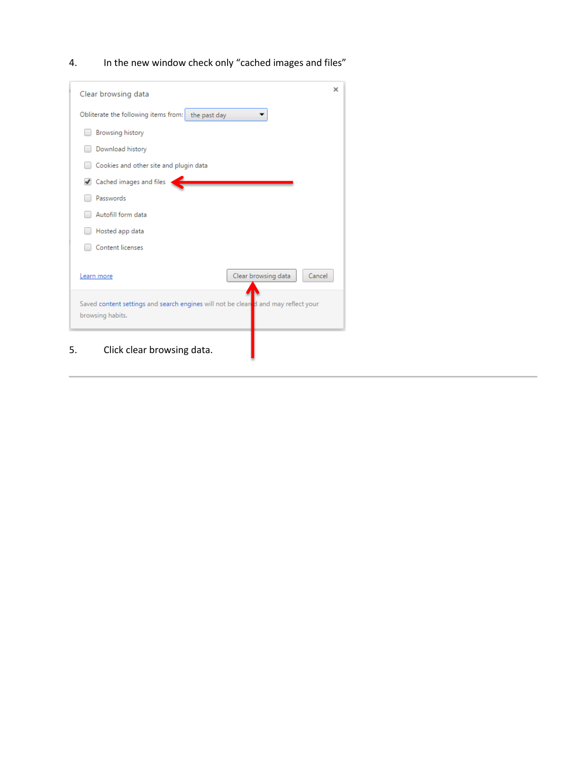4. In the new window check only “cached images and files”

5. Click clear browsing data.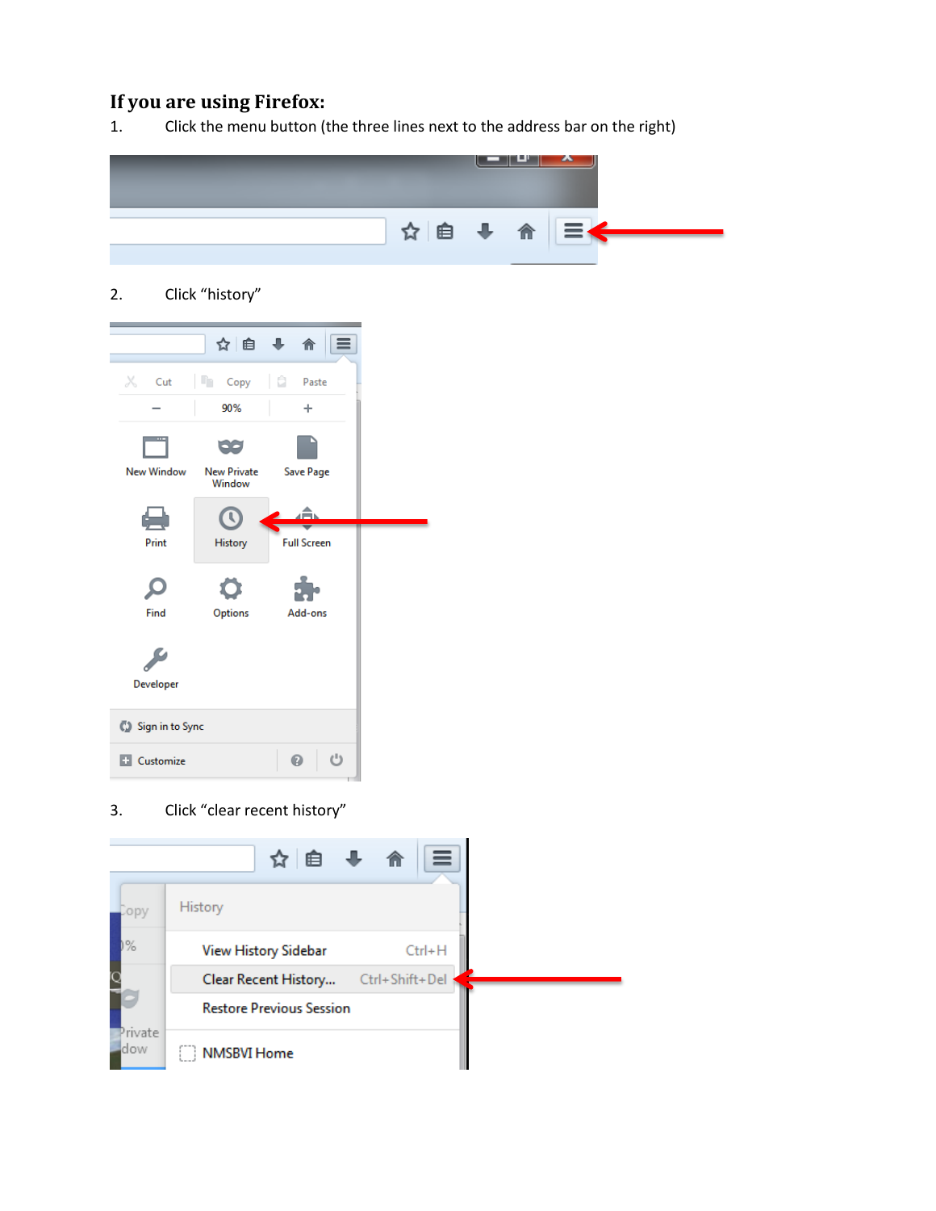## If you are using Firefox:

1. Click the menu button (the three lines next to the address bar on the right)

2. Click "history"

3. Click "clear recent history"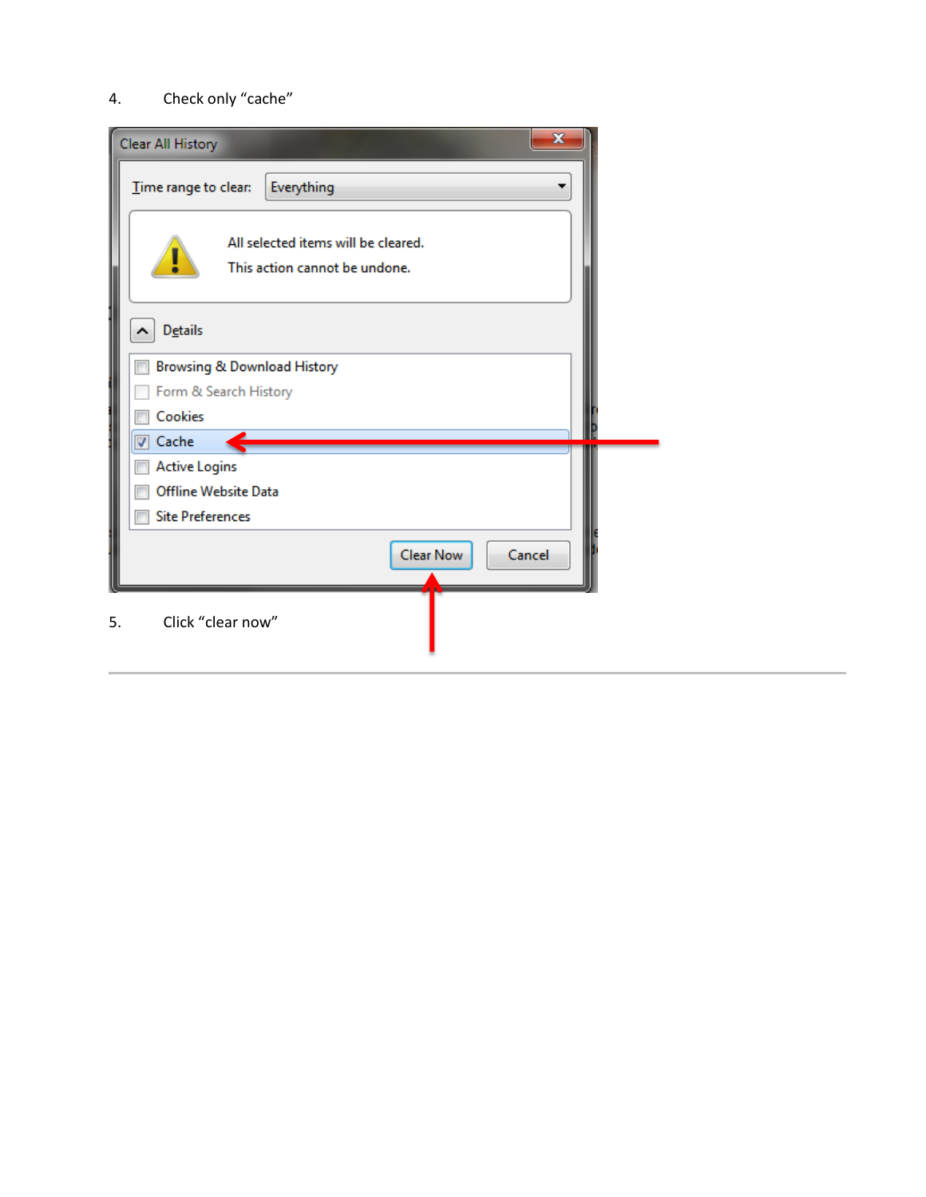4. Check only “cache”

5. Click “clear now”